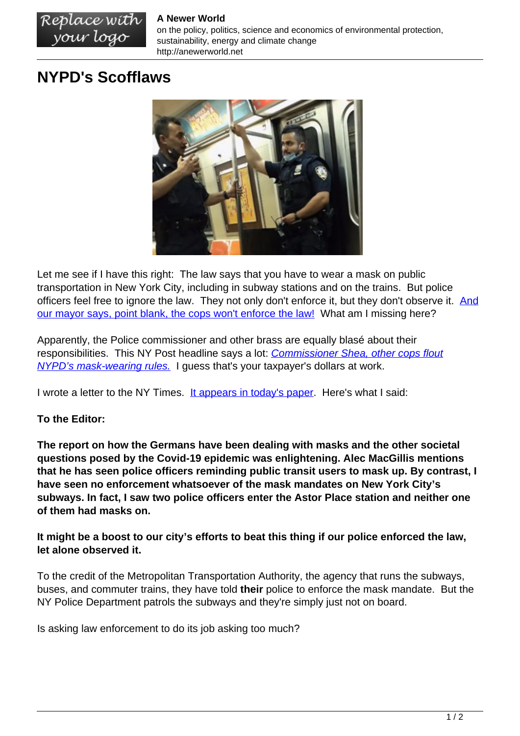# NYPD's Scofflaws

Let me see if I have this right: The law says that you have to wear a mask on public transportation in New York City, including in subway stations and on the trains. But police officers feel free to ignore the law. They not only don't enforce it, but they don't observe it. And our mayor says, point blank, the cops won't enforce the law! What am I missing here?

Apparently, the Police commissioner and other brass are equally blasé about their responsibilities. This NY Post headline says a lot: *Commissioner Shea, other cops flout NYPD's mask-wearing rules.* I guess that's your taxpayer's dollars at work.

I wrote a letter to the NY Times. It appears in today's paper. Here's what I said:

**To the Editor:**

**The report on how the Germans have been dealing with masks and the other societal questions posed by the Covid-19 epidemic was enlightening. Alec MacGillis mentions that he has seen police officers reminding public transit users to mask up. By contrast, I have seen no enforcement whatsoever of the mask mandates on New York City's subways. In fact, I saw two police officers enter the Astor Place station and neither one of them had masks on.**

**It might be a boost to our city's efforts to beat this thing if our police enforced the law, let alone observed it.**

To the credit of the Metropolitan Transportation Authority, the agency that runs the subways, buses, and commuter trains, they have told **their** police to enforce the mask mandate. But the NY Police Department patrols the subways and they're simply just not on board.

Is asking law enforcement to do its job asking too much?